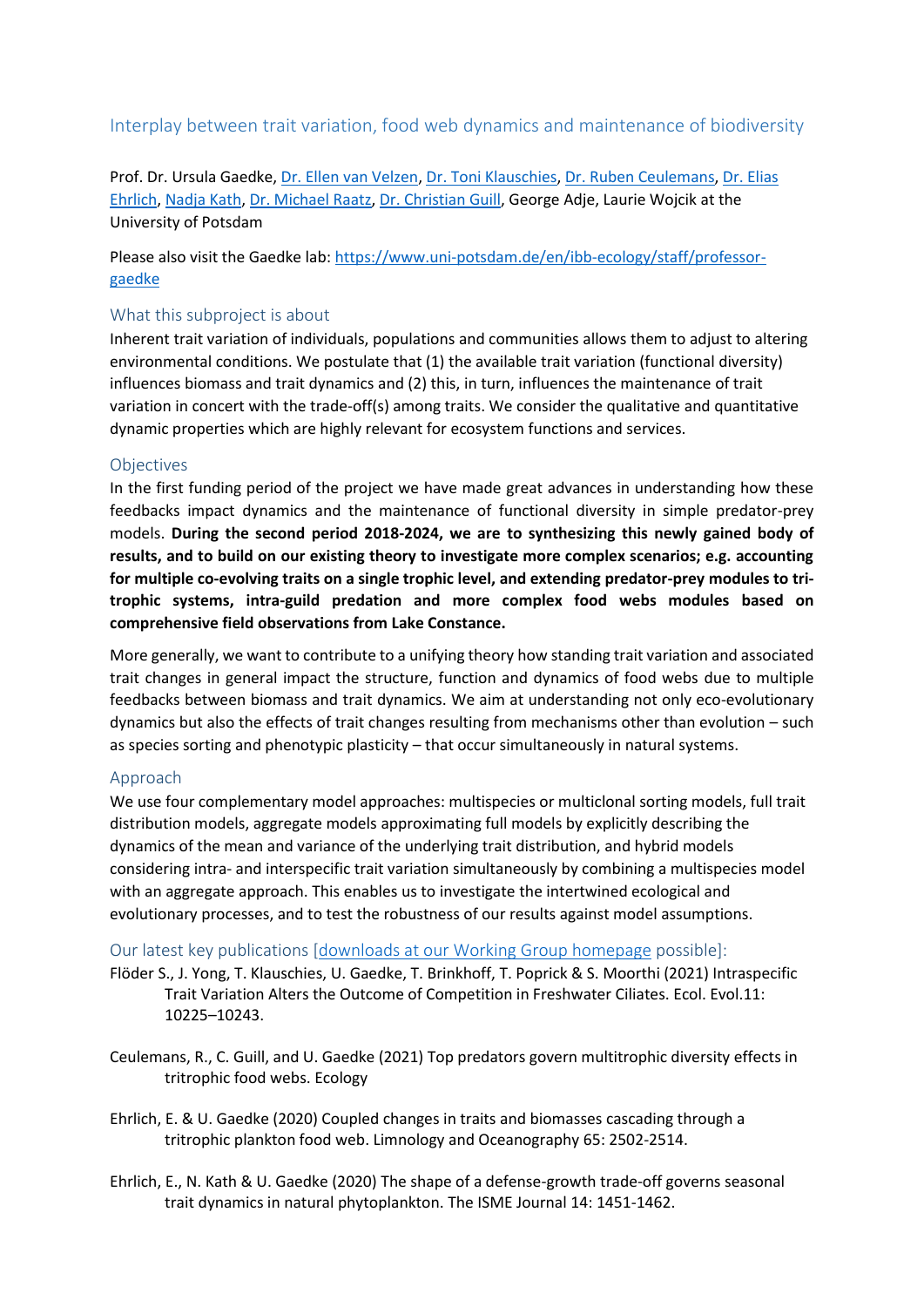## Interplay between trait variation, food web dynamics and maintenance of biodiversity

Prof. Dr. Ursula Gaedke, Dr. Ellen van Velzen, Dr. Toni Klauschies, Dr. Ruben Ceulemans, Dr. Elias Ehrlich, Nadja Kath, Dr. Michael Raatz, Dr. Christian Guill, George Adje, Laurie Wojcik at the University of Potsdam

Please also visit the Gaedke lab: https://www.uni-potsdam.de/en/ibb-ecology/staff/professor-gaedke

### What this subproject is about

Inherent trait variation of individuals, populations and communities allows them to adjust to altering environmental conditions. We postulate that (1) the available trait variation (functional diversity) influences biomass and trait dynamics and (2) this, in turn, influences the maintenance of trait variation in concert with the trade-off(s) among traits. We consider the qualitative and quantitative dynamic properties which are highly relevant for ecosystem functions and services.

### Objectives

In the first funding period of the project we have made great advances in understanding how these feedbacks impact dynamics and the maintenance of functional diversity in simple predator-prey models. **During the second period 2018-2024, we are to synthesizing this newly gained body of results, and to build on our existing theory to investigate more complex scenarios; e.g. accounting for multiple co-evolving traits on a single trophic level, and extending predator-prey modules to tri-trophic systems, intra-guild predation and more complex food webs modules based on comprehensive field observations from Lake Constance.**

More generally, we want to contribute to a unifying theory how standing trait variation and associated trait changes in general impact the structure, function and dynamics of food webs due to multiple feedbacks between biomass and trait dynamics. We aim at understanding not only eco-evolutionary dynamics but also the effects of trait changes resulting from mechanisms other than evolution – such as species sorting and phenotypic plasticity – that occur simultaneously in natural systems.

### Approach

We use four complementary model approaches: multispecies or multiclonal sorting models, full trait distribution models, aggregate models approximating full models by explicitly describing the dynamics of the mean and variance of the underlying trait distribution, and hybrid models considering intra- and interspecific trait variation simultaneously by combining a multispecies model with an aggregate approach. This enables us to investigate the intertwined ecological and evolutionary processes, and to test the robustness of our results against model assumptions.

### Our latest key publications [downloads at our Working Group homepage possible]:

Flöder S., J. Yong, T. Klauschies, U. Gaedke, T. Brinkhoff, T. Poprick & S. Moorthi (2021) Intraspecific Trait Variation Alters the Outcome of Competition in Freshwater Ciliates. Ecol. Evol.11: 10225–10243.

Ceulemans, R., C. Guill, and U. Gaedke (2021) Top predators govern multitrophic diversity effects in tritrophic food webs. Ecology

Ehrlich, E. & U. Gaedke (2020) Coupled changes in traits and biomasses cascading through a tritrophic plankton food web. Limnology and Oceanography 65: 2502-2514.

Ehrlich, E., N. Kath & U. Gaedke (2020) The shape of a defense-growth trade-off governs seasonal trait dynamics in natural phytoplankton. The ISME Journal 14: 1451-1462.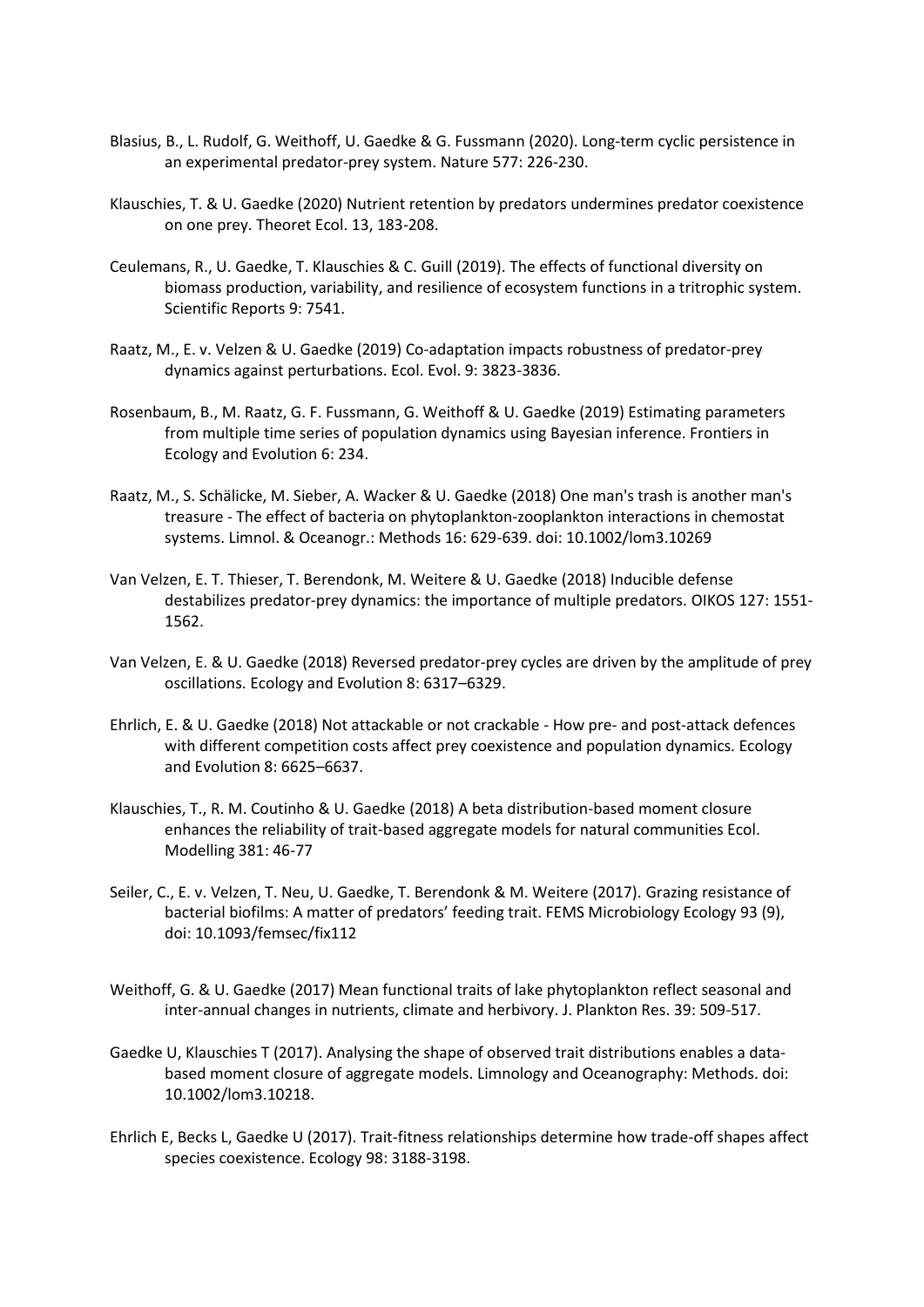Blasius, B., L. Rudolf, G. Weithoff, U. Gaedke & G. Fussmann (2020). Long-term cyclic persistence in an experimental predator-prey system. Nature 577: 226-230.

Klauschies, T. & U. Gaedke (2020) Nutrient retention by predators undermines predator coexistence on one prey. Theoret Ecol. 13, 183-208.

Ceulemans, R., U. Gaedke, T. Klauschies & C. Guill (2019). The effects of functional diversity on biomass production, variability, and resilience of ecosystem functions in a tritrophic system. Scientific Reports 9: 7541.

Raatz, M., E. v. Velzen & U. Gaedke (2019) Co-adaptation impacts robustness of predator-prey dynamics against perturbations. Ecol. Evol. 9: 3823-3836.

Rosenbaum, B., M. Raatz, G. F. Fussmann, G. Weithoff & U. Gaedke (2019) Estimating parameters from multiple time series of population dynamics using Bayesian inference. Frontiers in Ecology and Evolution 6: 234.

Raatz, M., S. Schälicke, M. Sieber, A. Wacker & U. Gaedke (2018) One man's trash is another man's treasure - The effect of bacteria on phytoplankton-zooplankton interactions in chemostat systems. Limnol. & Oceanogr.: Methods 16: 629-639. doi: 10.1002/lom3.10269

Van Velzen, E. T. Thieser, T. Berendonk, M. Weitere & U. Gaedke (2018) Inducible defense destabilizes predator-prey dynamics: the importance of multiple predators. OIKOS 127: 1551-1562.

Van Velzen, E. & U. Gaedke (2018) Reversed predator-prey cycles are driven by the amplitude of prey oscillations. Ecology and Evolution 8: 6317–6329.

Ehrlich, E. & U. Gaedke (2018) Not attackable or not crackable - How pre- and post-attack defences with different competition costs affect prey coexistence and population dynamics. Ecology and Evolution 8: 6625–6637.

Klauschies, T., R. M. Coutinho & U. Gaedke (2018) A beta distribution-based moment closure enhances the reliability of trait-based aggregate models for natural communities Ecol. Modelling 381: 46-77

Seiler, C., E. v. Velzen, T. Neu, U. Gaedke, T. Berendonk & M. Weitere (2017). Grazing resistance of bacterial biofilms: A matter of predators' feeding trait. FEMS Microbiology Ecology 93 (9), doi: 10.1093/femsec/fix112

Weithoff, G. & U. Gaedke (2017) Mean functional traits of lake phytoplankton reflect seasonal and inter-annual changes in nutrients, climate and herbivory. J. Plankton Res. 39: 509-517.

Gaedke U, Klauschies T (2017). Analysing the shape of observed trait distributions enables a data-based moment closure of aggregate models. Limnology and Oceanography: Methods. doi: 10.1002/lom3.10218.

Ehrlich E, Becks L, Gaedke U (2017). Trait-fitness relationships determine how trade-off shapes affect species coexistence. Ecology 98: 3188-3198.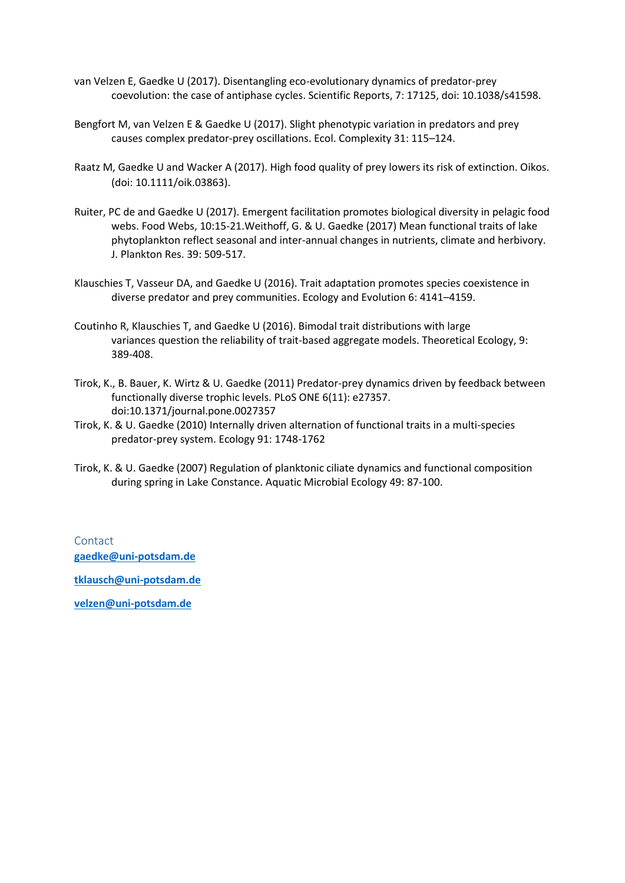van Velzen E, Gaedke U (2017). Disentangling eco-evolutionary dynamics of predator-prey coevolution: the case of antiphase cycles. Scientific Reports, 7: 17125, doi: 10.1038/s41598.

Bengfort M, van Velzen E & Gaedke U (2017). Slight phenotypic variation in predators and prey causes complex predator-prey oscillations. Ecol. Complexity 31: 115–124.

Raatz M, Gaedke U and Wacker A (2017). High food quality of prey lowers its risk of extinction. Oikos. (doi: 10.1111/oik.03863).

Ruiter, PC de and Gaedke U (2017). Emergent facilitation promotes biological diversity in pelagic food webs. Food Webs, 10:15-21.Weithoff, G. & U. Gaedke (2017) Mean functional traits of lake phytoplankton reflect seasonal and inter-annual changes in nutrients, climate and herbivory. J. Plankton Res. 39: 509-517.

Klauschies T, Vasseur DA, and Gaedke U (2016). Trait adaptation promotes species coexistence in diverse predator and prey communities. Ecology and Evolution 6: 4141–4159.

Coutinho R, Klauschies T, and Gaedke U (2016). Bimodal trait distributions with large variances question the reliability of trait-based aggregate models. Theoretical Ecology, 9: 389-408.

Tirok, K., B. Bauer, K. Wirtz & U. Gaedke (2011) Predator-prey dynamics driven by feedback between functionally diverse trophic levels. PLoS ONE 6(11): e27357. doi:10.1371/journal.pone.0027357

Tirok, K. & U. Gaedke (2010) Internally driven alternation of functional traits in a multi-species predator-prey system. Ecology 91: 1748-1762

Tirok, K. & U. Gaedke (2007) Regulation of planktonic ciliate dynamics and functional composition during spring in Lake Constance. Aquatic Microbial Ecology 49: 87-100.

## Contact

**gaedke@uni-potsdam.de**

**tklausch@uni-potsdam.de**

**velzen@uni-potsdam.de**